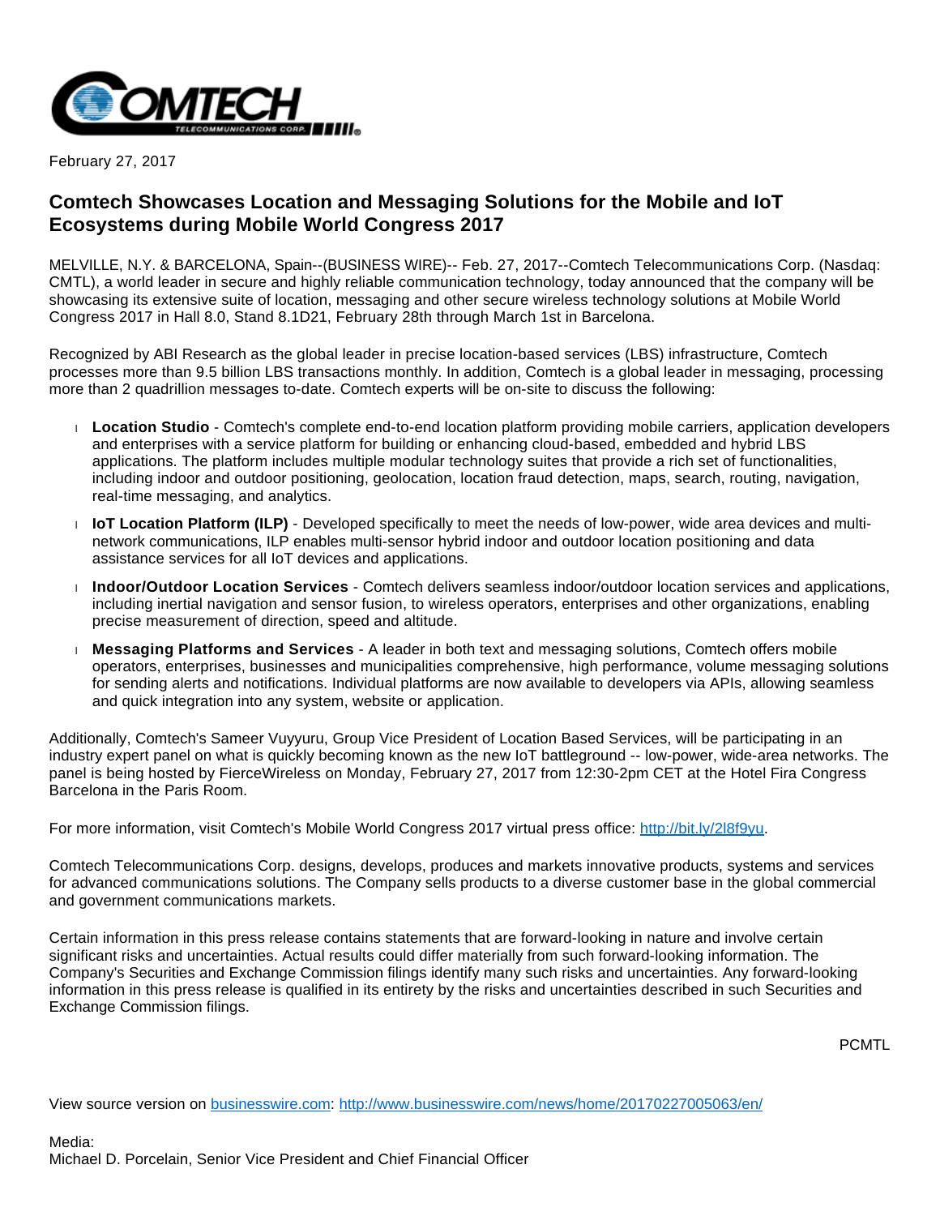February 27, 2017

# Comtech Showcases Location and Messaging Solutions for the Mobile and IoT Ecosystems during Mobile World Congress 2017

MELVILLE, N.Y. & BARCELONA, Spain--(BUSINESS WIRE)-- Feb. 27, 2017--Comtech Telecommunications Corp. (Nasdaq: CMTL), a world leader in secure and highly reliable communication technology, today announced that the company will be showcasing its extensive suite of location, messaging and other secure wireless technology solutions at Mobile World Congress 2017 in Hall 8.0, Stand 8.1D21, February 28th through March 1st in Barcelona.

Recognized by ABI Research as the global leader in precise location-based services (LBS) infrastructure, Comtech processes more than 9.5 billion LBS transactions monthly. In addition, Comtech is a global leader in messaging, processing more than 2 quadrillion messages to-date. Comtech experts will be on-site to discuss the following:

- **Location Studio** - Comtech's complete end-to-end location platform providing mobile carriers, application developers and enterprises with a service platform for building or enhancing cloud-based, embedded and hybrid LBS applications. The platform includes multiple modular technology suites that provide a rich set of functionalities, including indoor and outdoor positioning, geolocation, location fraud detection, maps, search, routing, navigation, real-time messaging, and analytics.
- **IoT Location Platform (ILP)** - Developed specifically to meet the needs of low-power, wide area devices and multi-network communications, ILP enables multi-sensor hybrid indoor and outdoor location positioning and data assistance services for all IoT devices and applications.
- **Indoor/Outdoor Location Services** - Comtech delivers seamless indoor/outdoor location services and applications, including inertial navigation and sensor fusion, to wireless operators, enterprises and other organizations, enabling precise measurement of direction, speed and altitude.
- **Messaging Platforms and Services** - A leader in both text and messaging solutions, Comtech offers mobile operators, enterprises, businesses and municipalities comprehensive, high performance, volume messaging solutions for sending alerts and notifications. Individual platforms are now available to developers via APIs, allowing seamless and quick integration into any system, website or application.

Additionally, Comtech's Sameer Vuyyuru, Group Vice President of Location Based Services, will be participating in an industry expert panel on what is quickly becoming known as the new IoT battleground -- low-power, wide-area networks. The panel is being hosted by FierceWireless on Monday, February 27, 2017 from 12:30-2pm CET at the Hotel Fira Congress Barcelona in the Paris Room.

For more information, visit Comtech's Mobile World Congress 2017 virtual press office: http://bit.ly/2l8f9yu.

Comtech Telecommunications Corp. designs, develops, produces and markets innovative products, systems and services for advanced communications solutions. The Company sells products to a diverse customer base in the global commercial and government communications markets.

Certain information in this press release contains statements that are forward-looking in nature and involve certain significant risks and uncertainties. Actual results could differ materially from such forward-looking information. The Company's Securities and Exchange Commission filings identify many such risks and uncertainties. Any forward-looking information in this press release is qualified in its entirety by the risks and uncertainties described in such Securities and Exchange Commission filings.

PCMTL

View source version on businesswire.com: http://www.businesswire.com/news/home/20170227005063/en/

Media:
Michael D. Porcelain, Senior Vice President and Chief Financial Officer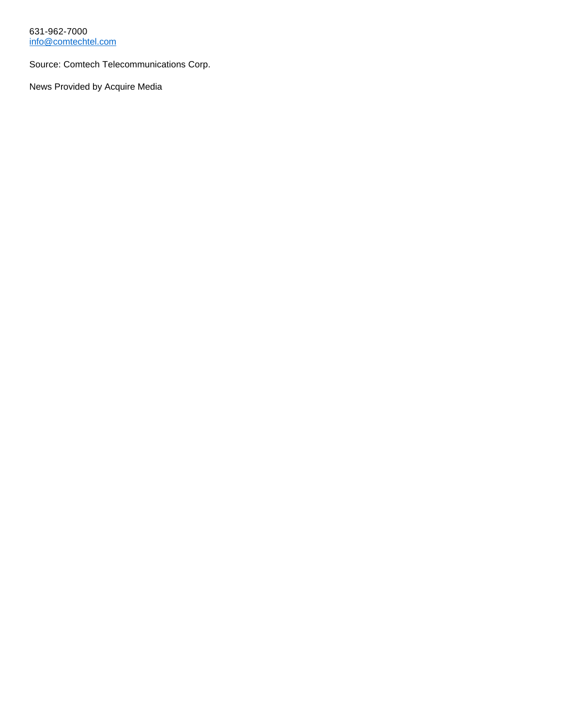631-962-7000
info@comtechtel.com

Source: Comtech Telecommunications Corp.

News Provided by Acquire Media